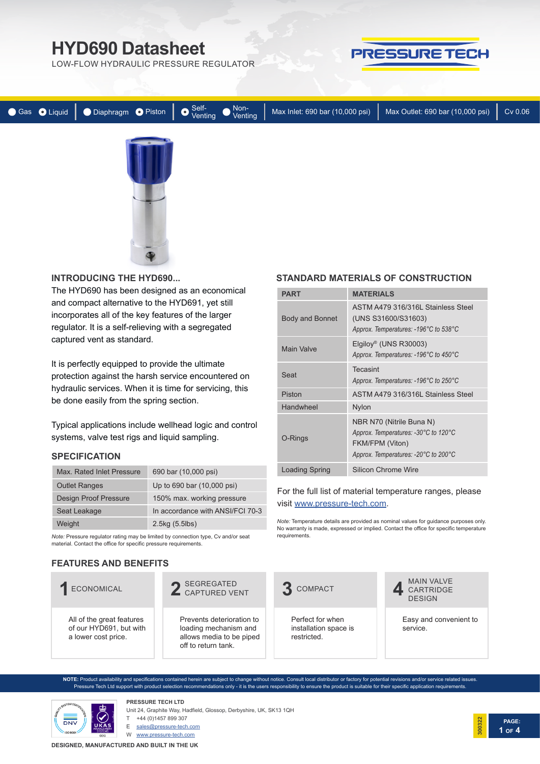# HYD690 Datasheet

LOW-FLOW HYDRAULIC PRESSURE REGULATOR

PRESSURE TECH

Gas | Liquid | Diaphragm | Piston | Self-Venting | Non-Venting | Max Inlet: 690 bar (10,000 psi) | Max Outlet: 690 bar (10,000 psi) | Cv 0.06

## INTRODUCING THE HYD690...

The HYD690 has been designed as an economical and compact alternative to the HYD691, yet still incorporates all of the key features of the larger regulator. It is a self-relieving with a segregated captured vent as standard.

It is perfectly equipped to provide the ultimate protection against the harsh service encountered on hydraulic services. When it is time for servicing, this be done easily from the spring section.

Typical applications include wellhead logic and control systems, valve test rigs and liquid sampling.

## SPECIFICATION

| | |
|---|---|
| Max. Rated Inlet Pressure | 690 bar (10,000 psi) |
| Outlet Ranges | Up to 690 bar (10,000 psi) |
| Design Proof Pressure | 150% max. working pressure |
| Seat Leakage | In accordance with ANSI/FCI 70-3 |
| Weight | 2.5kg (5.5lbs) |

*Note:* Pressure regulator rating may be limited by connection type, Cv and/or seat material. Contact the office for specific pressure requirements.

## STANDARD MATERIALS OF CONSTRUCTION

| PART | MATERIALS |
|---|---|
| Body and Bonnet | ASTM A479 316/316L Stainless Steel (UNS S31600/S31603)<br>*Approx. Temperatures: -196°C to 538°C* |
| Main Valve | Elgiloy® (UNS R30003)<br>*Approx. Temperatures: -196°C to 450°C* |
| Seat | Tecasint<br>*Approx. Temperatures: -196°C to 250°C* |
| Piston | ASTM A479 316/316L Stainless Steel |
| Handwheel | Nylon |
| O-Rings | NBR N70 (Nitrile Buna N)<br>*Approx. Temperatures: -30°C to 120°C*<br>FKM/FPM (Viton)<br>*Approx. Temperatures: -20°C to 200°C* |
| Loading Spring | Silicon Chrome Wire |

For the full list of material temperature ranges, please visit www.pressure-tech.com.

*Note:* Temperature details are provided as nominal values for guidance purposes only. No warranty is made, expressed or implied. Contact the office for specific temperature requirements.

## FEATURES AND BENEFITS

**1 ECONOMICAL**

All of the great features of our HYD691, but with a lower cost price.

**2 SEGREGATED CAPTURED VENT**

Prevents deterioration to loading mechanism and allows media to be piped off to return tank.

**3 COMPACT**

Perfect for when installation space is restricted.

**4 MAIN VALVE CARTRIDGE DESIGN**

Easy and convenient to service.

**NOTE:** Product availability and specifications contained herein are subject to change without notice. Consult local distributor or factory for potential revisions and/or service related issues. Pressure Tech Ltd support with product selection recommendations only - it is the users responsibility to ensure the product is suitable for their specific application requirements.

**PRESSURE TECH LTD**

Unit 24, Graphite Way, Hadfield, Glossop, Derbyshire, UK, SK13 1QH

T +44 (0)1457 899 307

E sales@pressure-tech.com

W www.pressure-tech.com

300322

**DESIGNED, MANUFACTURED AND BUILT IN THE UK**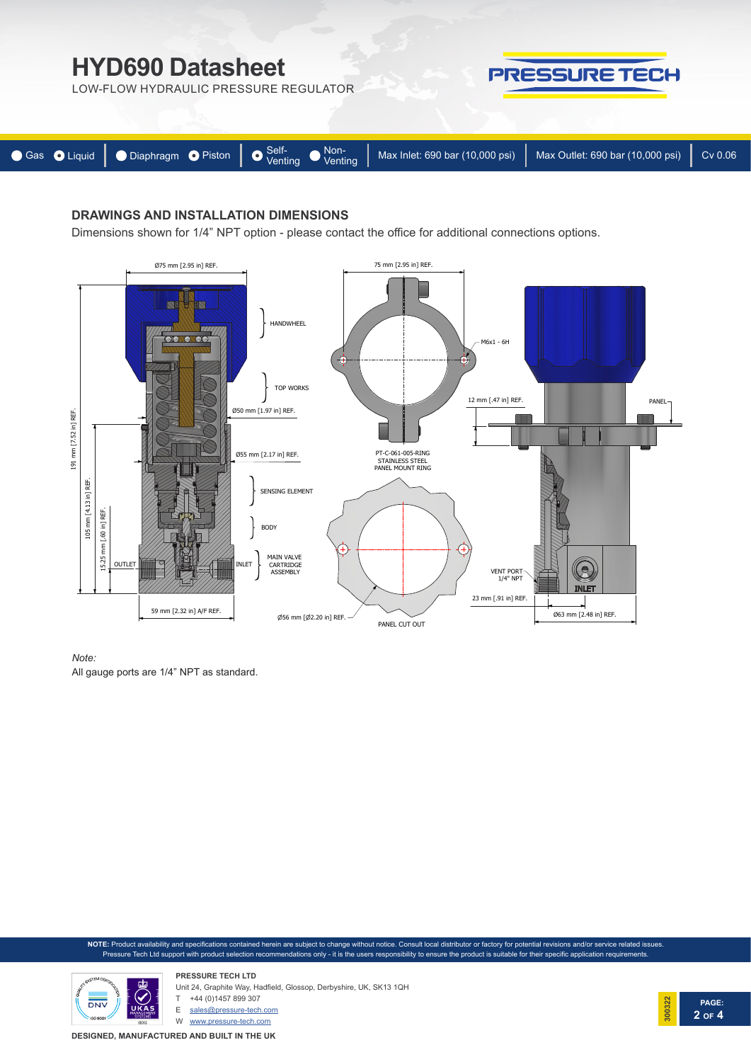# HYD690 Datasheet

LOW-FLOW HYDRAULIC PRESSURE REGULATOR

PRESSURE TECH

Gas | Liquid | Diaphragm | Piston | Self-Venting | Non-Venting | Max Inlet: 690 bar (10,000 psi) | Max Outlet: 690 bar (10,000 psi) | Cv 0.06

## DRAWINGS AND INSTALLATION DIMENSIONS

Dimensions shown for 1/4" NPT option - please contact the office for additional connections options.

Ø75 mm [2.95 in] REF.

HANDWHEEL

TOP WORKS

Ø50 mm [1.97 in] REF.

Ø55 mm [2.17 in] REF.

SENSING ELEMENT

BODY

MAIN VALVE CARTRIDGE ASSEMBLY

OUTLET

INLET

191 mm [7.52 in] REF.

105 mm [4.13 in] REF.

15.25 mm [.60 in] REF.

59 mm [2.32 in] A/F REF.

75 mm [2.95 in] REF.

M6x1 - 6H

PT-C-061-005-RING STAINLESS STEEL PANEL MOUNT RING

Ø56 mm [Ø2.20 in] REF.

PANEL CUT OUT

12 mm [.47 in] REF.

PANEL

VENT PORT 1/4" NPT

INLET

23 mm [.91 in] REF.

Ø63 mm [2.48 in] REF.

*Note:*

All gauge ports are 1/4" NPT as standard.

**NOTE:** Product availability and specifications contained herein are subject to change without notice. Consult local distributor or factory for potential revisions and/or service related issues. Pressure Tech Ltd support with product selection recommendations only - it is the users responsibility to ensure the product is suitable for their specific application requirements.

**PRESSURE TECH LTD**

Unit 24, Graphite Way, Hadfield, Glossop, Derbyshire, UK, SK13 1QH

T +44 (0)1457 899 307

E sales@pressure-tech.com

W www.pressure-tech.com

**DESIGNED, MANUFACTURED AND BUILT IN THE UK**

300322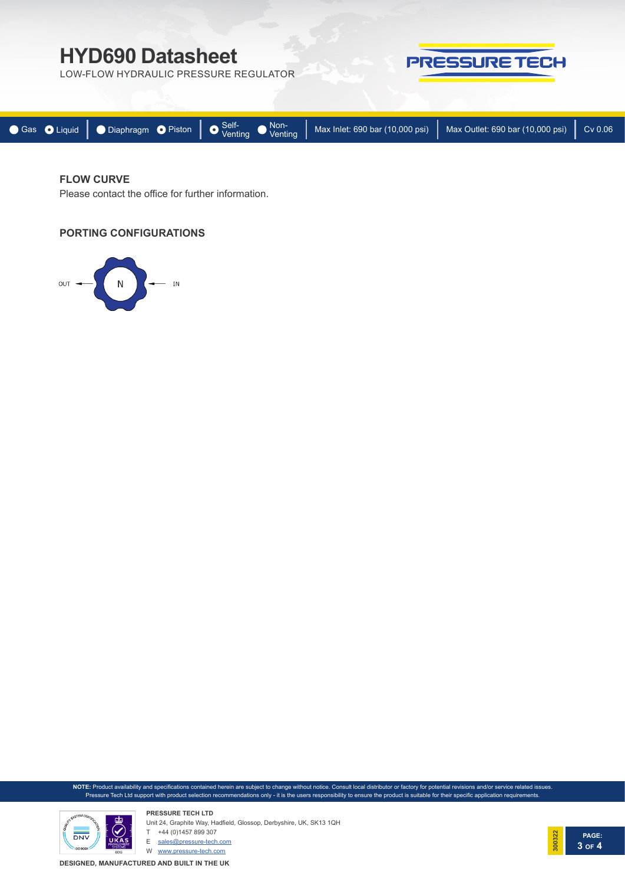## FLOW CURVE

Please contact the office for further information.

## PORTING CONFIGURATIONS

OUT ← N ← IN

**NOTE:** Product availability and specifications contained herein are subject to change without notice. Consult local distributor or factory for potential revisions and/or service related issues. Pressure Tech Ltd support with product selection recommendations only - it is the users responsibility to ensure the product is suitable for their specific application requirements.

**PRESSURE TECH LTD**
Unit 24, Graphite Way, Hadfield, Glossop, Derbyshire, UK, SK13 1QH
T +44 (0)1457 899 307
E sales@pressure-tech.com
W www.pressure-tech.com

**DESIGNED, MANUFACTURED AND BUILT IN THE UK**

300322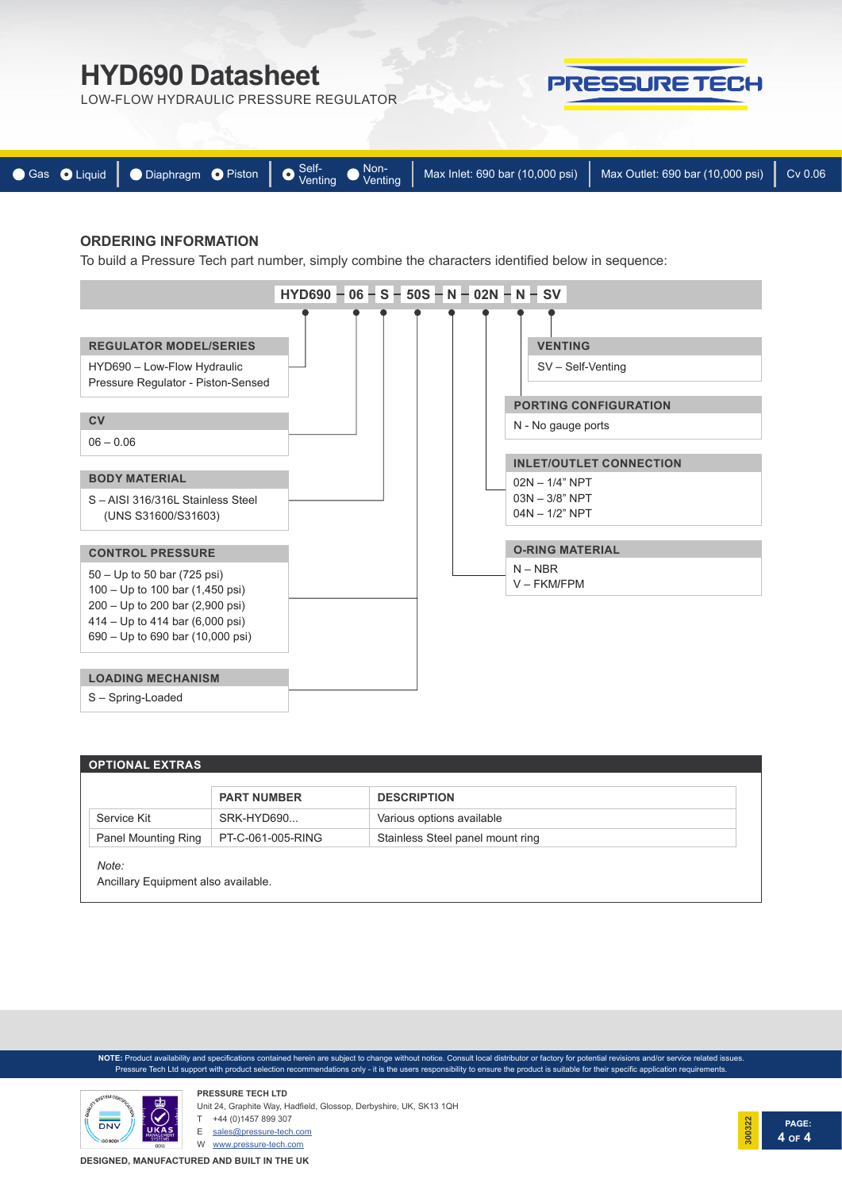# HYD690 Datasheet

LOW-FLOW HYDRAULIC PRESSURE REGULATOR

PRESSURE TECH

● Gas ◉ Liquid | ● Diaphragm ◉ Piston | ◉ Self-Venting ● Non-Venting | Max Inlet: 690 bar (10,000 psi) | Max Outlet: 690 bar (10,000 psi) | Cv 0.06

## ORDERING INFORMATION

To build a Pressure Tech part number, simply combine the characters identified below in sequence:

**HYD690 – 06 – S – 50S – N – 02N – N – SV**

**REGULATOR MODEL/SERIES**
HYD690 – Low-Flow Hydraulic Pressure Regulator - Piston-Sensed

**CV**
06 – 0.06

**BODY MATERIAL**
S – AISI 316/316L Stainless Steel (UNS S31600/S31603)

**CONTROL PRESSURE**
50 – Up to 50 bar (725 psi)
100 – Up to 100 bar (1,450 psi)
200 – Up to 200 bar (2,900 psi)
414 – Up to 414 bar (6,000 psi)
690 – Up to 690 bar (10,000 psi)

**LOADING MECHANISM**
S – Spring-Loaded

**O-RING MATERIAL**
N – NBR
V – FKM/FPM

**INLET/OUTLET CONNECTION**
02N – 1/4" NPT
03N – 3/8" NPT
04N – 1/2" NPT

**PORTING CONFIGURATION**
N - No gauge ports

**VENTING**
SV – Self-Venting

## OPTIONAL EXTRAS

| | PART NUMBER | DESCRIPTION |
|---|---|---|
| Service Kit | SRK-HYD690... | Various options available |
| Panel Mounting Ring | PT-C-061-005-RING | Stainless Steel panel mount ring |

*Note:*
Ancillary Equipment also available.

**NOTE:** Product availability and specifications contained herein are subject to change without notice. Consult local distributor or factory for potential revisions and/or service related issues. Pressure Tech Ltd support with product selection recommendations only - it is the users responsibility to ensure the product is suitable for their specific application requirements.

**PRESSURE TECH LTD**
Unit 24, Graphite Way, Hadfield, Glossop, Derbyshire, UK, SK13 1QH
T +44 (0)1457 899 307
E sales@pressure-tech.com
W www.pressure-tech.com

300322

**DESIGNED, MANUFACTURED AND BUILT IN THE UK**